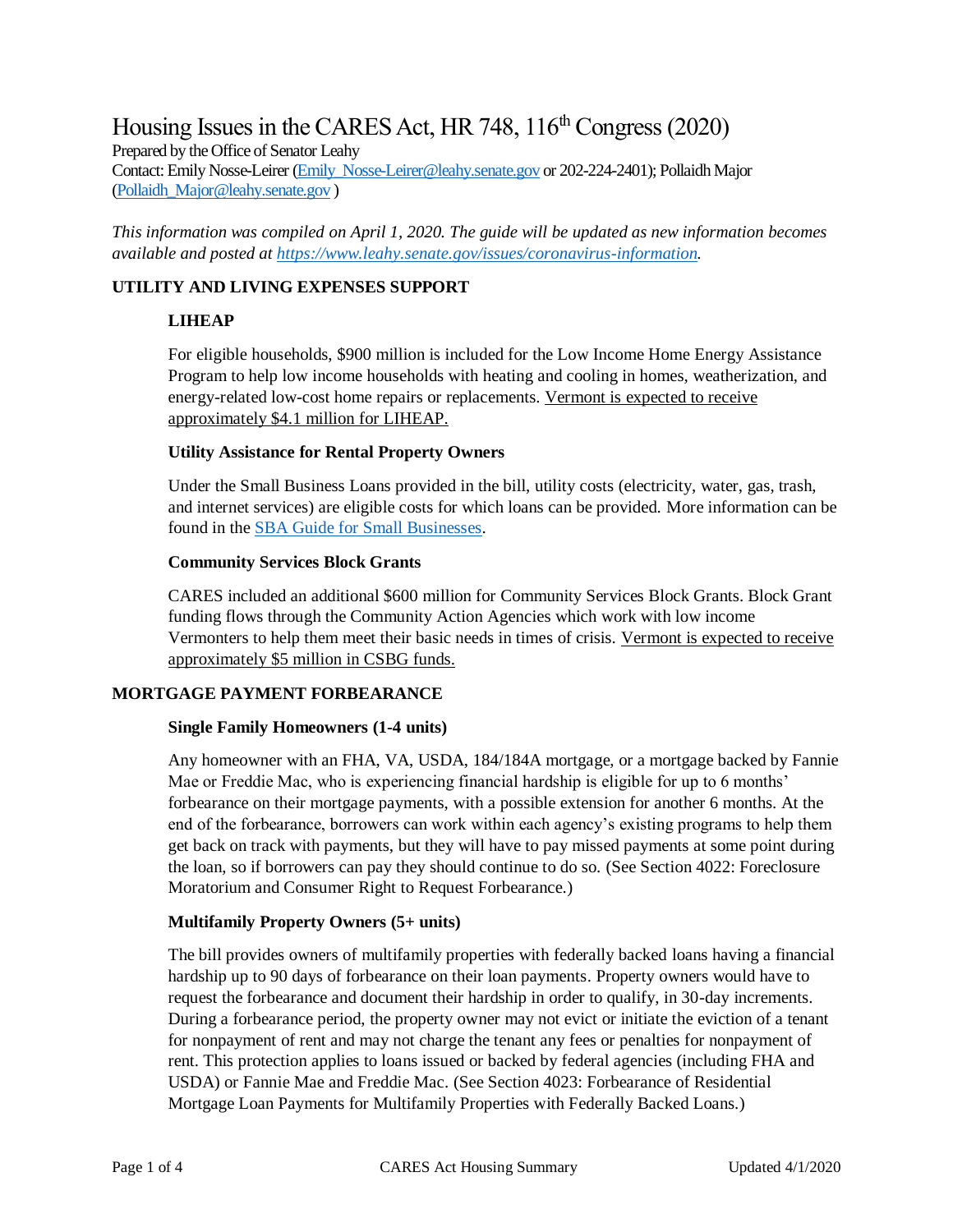# Housing Issues in the CARES Act, HR 748, 116th Congress (2020)

Prepared by the Office of Senator Leahy
Contact: Emily Nosse-Leirer (Emily_Nosse-Leirer@leahy.senate.gov or 202-224-2401); Pollaidh Major (Pollaidh_Major@leahy.senate.gov )

*This information was compiled on April 1, 2020. The guide will be updated as new information becomes available and posted at https://www.leahy.senate.gov/issues/coronavirus-information.*

## UTILITY AND LIVING EXPENSES SUPPORT

### LIHEAP

For eligible households, $900 million is included for the Low Income Home Energy Assistance Program to help low income households with heating and cooling in homes, weatherization, and energy-related low-cost home repairs or replacements. Vermont is expected to receive approximately $4.1 million for LIHEAP.

### Utility Assistance for Rental Property Owners

Under the Small Business Loans provided in the bill, utility costs (electricity, water, gas, trash, and internet services) are eligible costs for which loans can be provided. More information can be found in the SBA Guide for Small Businesses.

### Community Services Block Grants

CARES included an additional $600 million for Community Services Block Grants. Block Grant funding flows through the Community Action Agencies which work with low income Vermonters to help them meet their basic needs in times of crisis. Vermont is expected to receive approximately $5 million in CSBG funds.

## MORTGAGE PAYMENT FORBEARANCE

### Single Family Homeowners (1-4 units)

Any homeowner with an FHA, VA, USDA, 184/184A mortgage, or a mortgage backed by Fannie Mae or Freddie Mac, who is experiencing financial hardship is eligible for up to 6 months' forbearance on their mortgage payments, with a possible extension for another 6 months. At the end of the forbearance, borrowers can work within each agency's existing programs to help them get back on track with payments, but they will have to pay missed payments at some point during the loan, so if borrowers can pay they should continue to do so. (See Section 4022: Foreclosure Moratorium and Consumer Right to Request Forbearance.)

### Multifamily Property Owners (5+ units)

The bill provides owners of multifamily properties with federally backed loans having a financial hardship up to 90 days of forbearance on their loan payments. Property owners would have to request the forbearance and document their hardship in order to qualify, in 30-day increments. During a forbearance period, the property owner may not evict or initiate the eviction of a tenant for nonpayment of rent and may not charge the tenant any fees or penalties for nonpayment of rent. This protection applies to loans issued or backed by federal agencies (including FHA and USDA) or Fannie Mae and Freddie Mac. (See Section 4023: Forbearance of Residential Mortgage Loan Payments for Multifamily Properties with Federally Backed Loans.)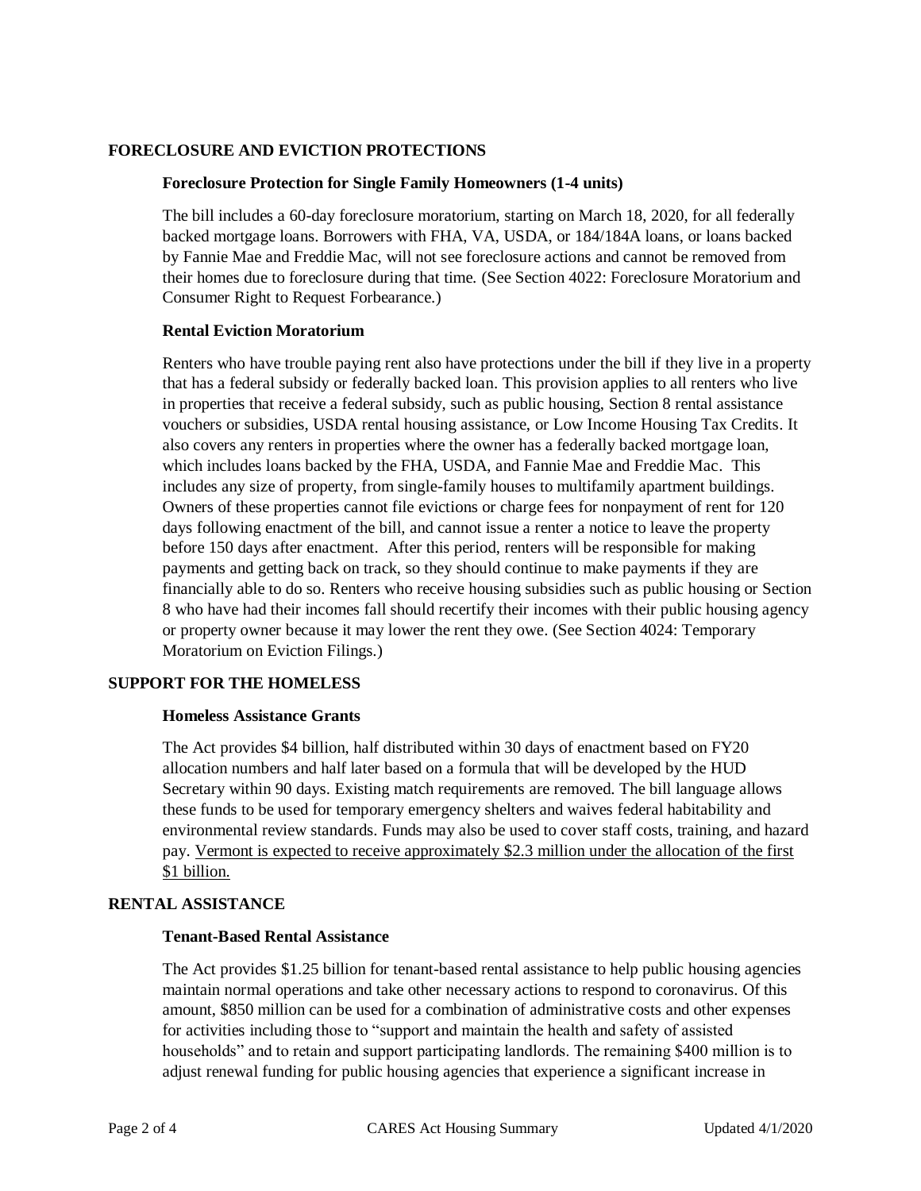## FORECLOSURE AND EVICTION PROTECTIONS

### Foreclosure Protection for Single Family Homeowners (1-4 units)

The bill includes a 60-day foreclosure moratorium, starting on March 18, 2020, for all federally backed mortgage loans. Borrowers with FHA, VA, USDA, or 184/184A loans, or loans backed by Fannie Mae and Freddie Mac, will not see foreclosure actions and cannot be removed from their homes due to foreclosure during that time. (See Section 4022: Foreclosure Moratorium and Consumer Right to Request Forbearance.)

### Rental Eviction Moratorium

Renters who have trouble paying rent also have protections under the bill if they live in a property that has a federal subsidy or federally backed loan. This provision applies to all renters who live in properties that receive a federal subsidy, such as public housing, Section 8 rental assistance vouchers or subsidies, USDA rental housing assistance, or Low Income Housing Tax Credits. It also covers any renters in properties where the owner has a federally backed mortgage loan, which includes loans backed by the FHA, USDA, and Fannie Mae and Freddie Mac. This includes any size of property, from single-family houses to multifamily apartment buildings. Owners of these properties cannot file evictions or charge fees for nonpayment of rent for 120 days following enactment of the bill, and cannot issue a renter a notice to leave the property before 150 days after enactment. After this period, renters will be responsible for making payments and getting back on track, so they should continue to make payments if they are financially able to do so. Renters who receive housing subsidies such as public housing or Section 8 who have had their incomes fall should recertify their incomes with their public housing agency or property owner because it may lower the rent they owe. (See Section 4024: Temporary Moratorium on Eviction Filings.)

## SUPPORT FOR THE HOMELESS

### Homeless Assistance Grants

The Act provides $4 billion, half distributed within 30 days of enactment based on FY20 allocation numbers and half later based on a formula that will be developed by the HUD Secretary within 90 days. Existing match requirements are removed. The bill language allows these funds to be used for temporary emergency shelters and waives federal habitability and environmental review standards. Funds may also be used to cover staff costs, training, and hazard pay. <u>Vermont is expected to receive approximately $2.3 million under the allocation of the first $1 billion.</u>

## RENTAL ASSISTANCE

### Tenant-Based Rental Assistance

The Act provides $1.25 billion for tenant-based rental assistance to help public housing agencies maintain normal operations and take other necessary actions to respond to coronavirus. Of this amount, $850 million can be used for a combination of administrative costs and other expenses for activities including those to "support and maintain the health and safety of assisted households" and to retain and support participating landlords. The remaining $400 million is to adjust renewal funding for public housing agencies that experience a significant increase in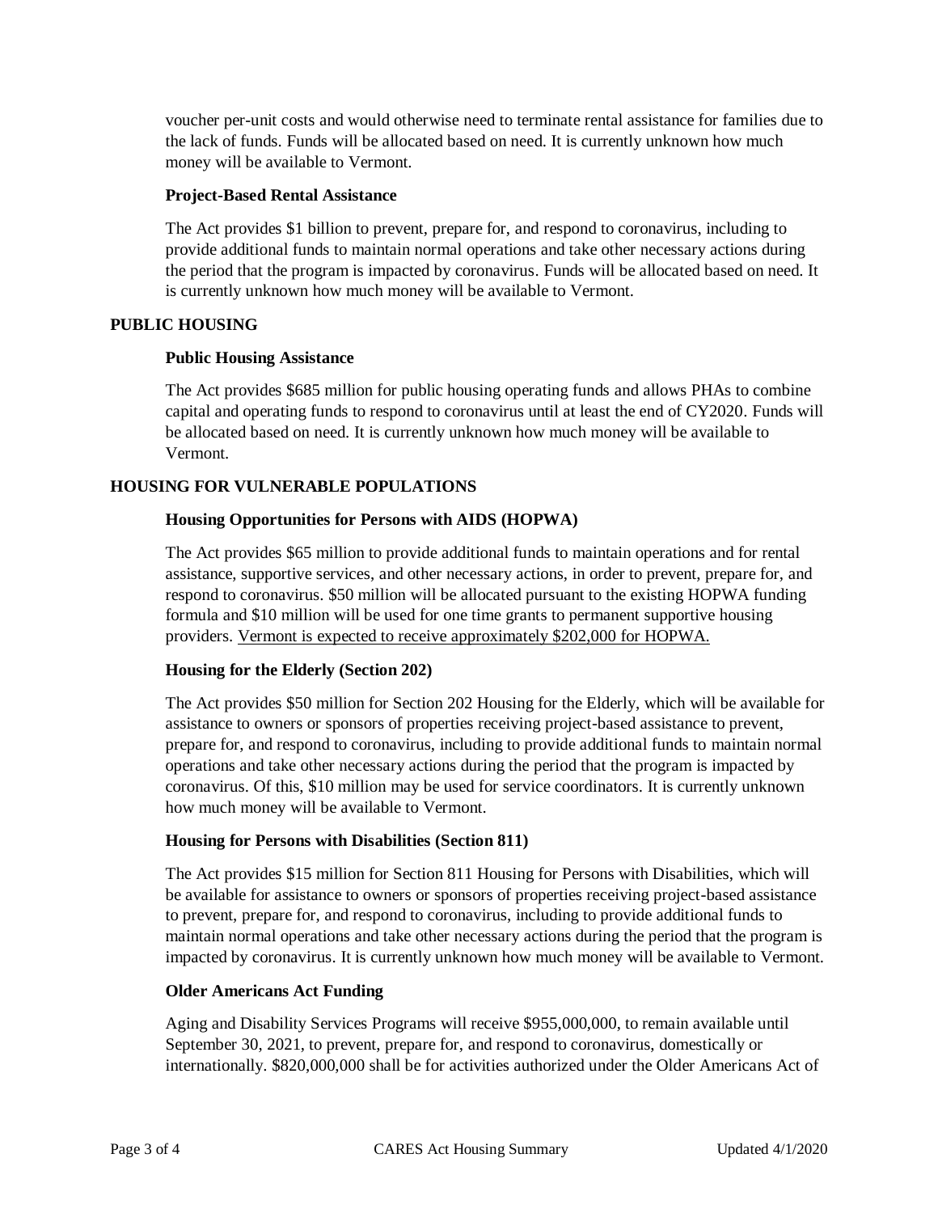voucher per-unit costs and would otherwise need to terminate rental assistance for families due to the lack of funds. Funds will be allocated based on need. It is currently unknown how much money will be available to Vermont.

### Project-Based Rental Assistance

The Act provides $1 billion to prevent, prepare for, and respond to coronavirus, including to provide additional funds to maintain normal operations and take other necessary actions during the period that the program is impacted by coronavirus. Funds will be allocated based on need. It is currently unknown how much money will be available to Vermont.

## PUBLIC HOUSING

### Public Housing Assistance

The Act provides $685 million for public housing operating funds and allows PHAs to combine capital and operating funds to respond to coronavirus until at least the end of CY2020. Funds will be allocated based on need. It is currently unknown how much money will be available to Vermont.

## HOUSING FOR VULNERABLE POPULATIONS

### Housing Opportunities for Persons with AIDS (HOPWA)

The Act provides $65 million to provide additional funds to maintain operations and for rental assistance, supportive services, and other necessary actions, in order to prevent, prepare for, and respond to coronavirus. $50 million will be allocated pursuant to the existing HOPWA funding formula and $10 million will be used for one time grants to permanent supportive housing providers. <u>Vermont is expected to receive approximately $202,000 for HOPWA.</u>

### Housing for the Elderly (Section 202)

The Act provides $50 million for Section 202 Housing for the Elderly, which will be available for assistance to owners or sponsors of properties receiving project-based assistance to prevent, prepare for, and respond to coronavirus, including to provide additional funds to maintain normal operations and take other necessary actions during the period that the program is impacted by coronavirus. Of this, $10 million may be used for service coordinators. It is currently unknown how much money will be available to Vermont.

### Housing for Persons with Disabilities (Section 811)

The Act provides $15 million for Section 811 Housing for Persons with Disabilities, which will be available for assistance to owners or sponsors of properties receiving project-based assistance to prevent, prepare for, and respond to coronavirus, including to provide additional funds to maintain normal operations and take other necessary actions during the period that the program is impacted by coronavirus. It is currently unknown how much money will be available to Vermont.

### Older Americans Act Funding

Aging and Disability Services Programs will receive $955,000,000, to remain available until September 30, 2021, to prevent, prepare for, and respond to coronavirus, domestically or internationally. $820,000,000 shall be for activities authorized under the Older Americans Act of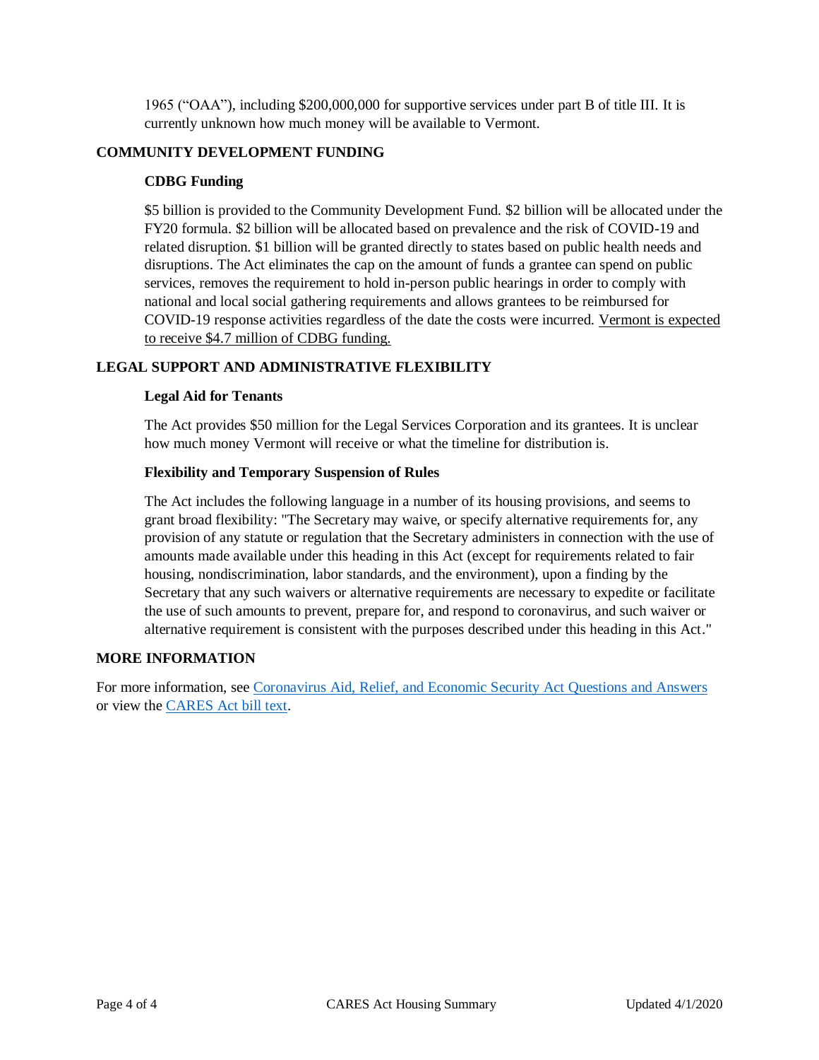1965 ("OAA"), including $200,000,000 for supportive services under part B of title III. It is currently unknown how much money will be available to Vermont.

## COMMUNITY DEVELOPMENT FUNDING

### CDBG Funding

$5 billion is provided to the Community Development Fund. $2 billion will be allocated under the FY20 formula. $2 billion will be allocated based on prevalence and the risk of COVID-19 and related disruption. $1 billion will be granted directly to states based on public health needs and disruptions. The Act eliminates the cap on the amount of funds a grantee can spend on public services, removes the requirement to hold in-person public hearings in order to comply with national and local social gathering requirements and allows grantees to be reimbursed for COVID-19 response activities regardless of the date the costs were incurred. Vermont is expected to receive $4.7 million of CDBG funding.

## LEGAL SUPPORT AND ADMINISTRATIVE FLEXIBILITY

### Legal Aid for Tenants

The Act provides $50 million for the Legal Services Corporation and its grantees. It is unclear how much money Vermont will receive or what the timeline for distribution is.

### Flexibility and Temporary Suspension of Rules

The Act includes the following language in a number of its housing provisions, and seems to grant broad flexibility: "The Secretary may waive, or specify alternative requirements for, any provision of any statute or regulation that the Secretary administers in connection with the use of amounts made available under this heading in this Act (except for requirements related to fair housing, nondiscrimination, labor standards, and the environment), upon a finding by the Secretary that any such waivers or alternative requirements are necessary to expedite or facilitate the use of such amounts to prevent, prepare for, and respond to coronavirus, and such waiver or alternative requirement is consistent with the purposes described under this heading in this Act."

## MORE INFORMATION

For more information, see [Coronavirus Aid, Relief, and Economic Security Act Questions and Answers] or view the [CARES Act bill text].